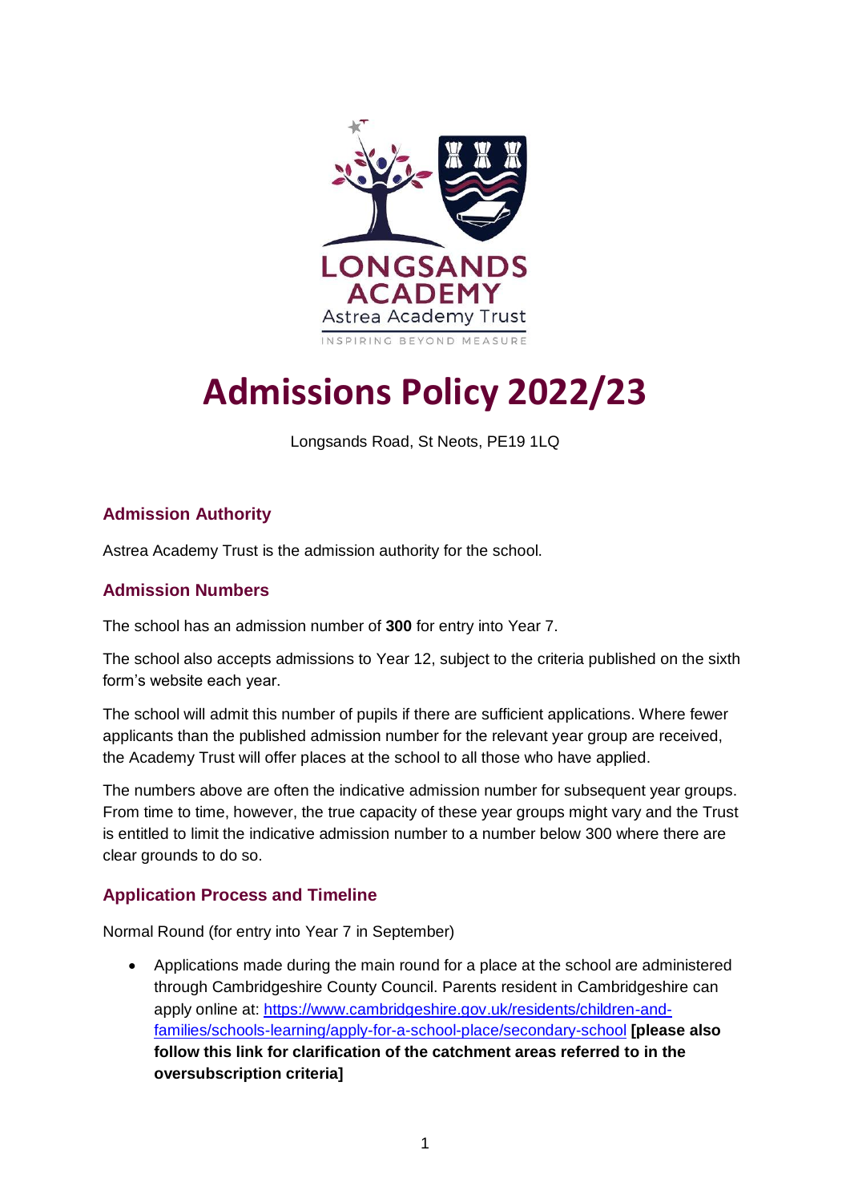LONGSANDS ACADEMY
Astrea Academy Trust
INSPIRING BEYOND MEASURE

# Admissions Policy 2022/23

Longsands Road, St Neots, PE19 1LQ

## Admission Authority

Astrea Academy Trust is the admission authority for the school.

## Admission Numbers

The school has an admission number of **300** for entry into Year 7.

The school also accepts admissions to Year 12, subject to the criteria published on the sixth form's website each year.

The school will admit this number of pupils if there are sufficient applications. Where fewer applicants than the published admission number for the relevant year group are received, the Academy Trust will offer places at the school to all those who have applied.

The numbers above are often the indicative admission number for subsequent year groups. From time to time, however, the true capacity of these year groups might vary and the Trust is entitled to limit the indicative admission number to a number below 300 where there are clear grounds to do so.

## Application Process and Timeline

Normal Round (for entry into Year 7 in September)

- Applications made during the main round for a place at the school are administered through Cambridgeshire County Council. Parents resident in Cambridgeshire can apply online at: [https://www.cambridgeshire.gov.uk/residents/children-and-families/schools-learning/apply-for-a-school-place/secondary-school](https://www.cambridgeshire.gov.uk/residents/children-and-families/schools-learning/apply-for-a-school-place/secondary-school) **[please also follow this link for clarification of the catchment areas referred to in the oversubscription criteria]**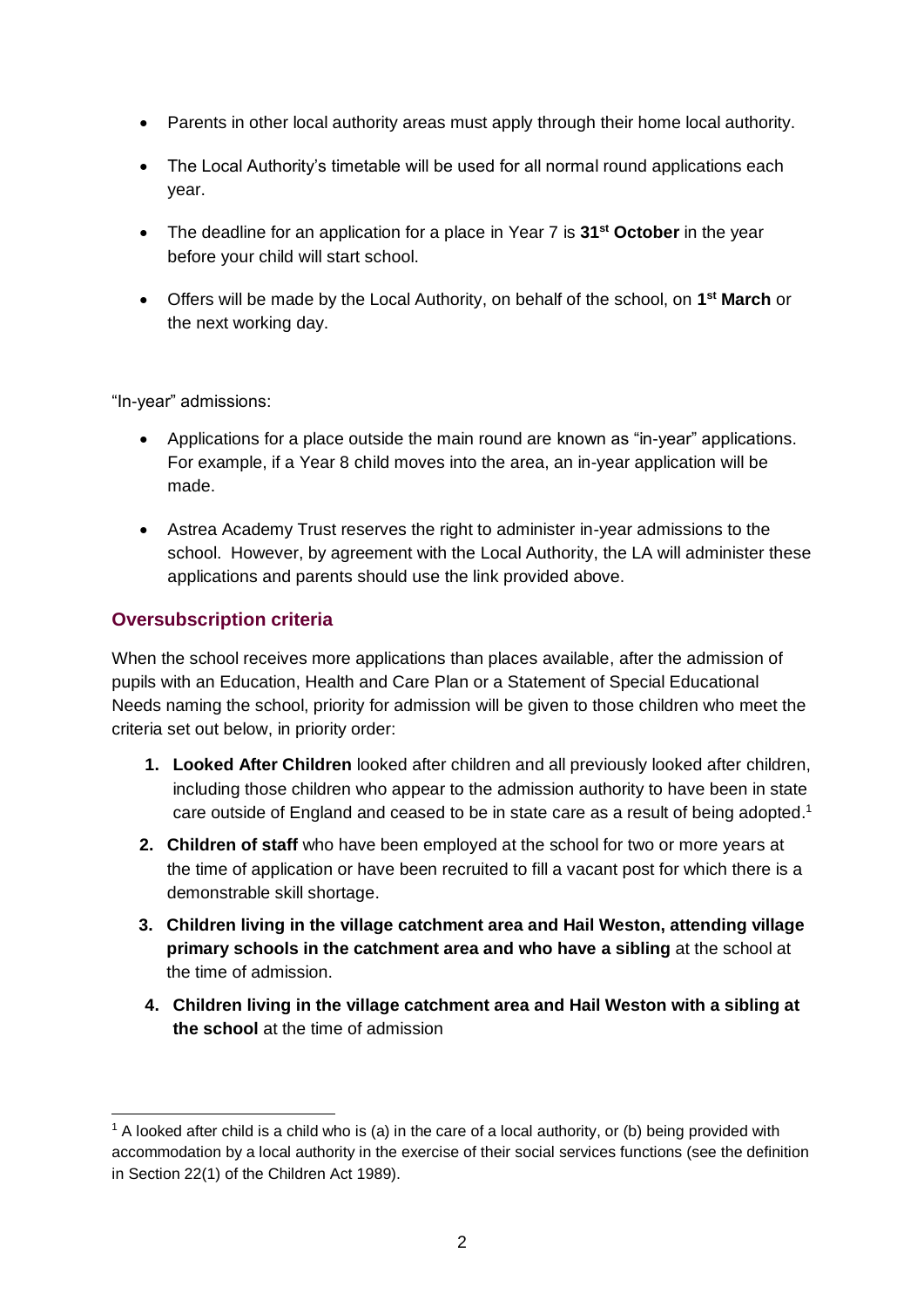- Parents in other local authority areas must apply through their home local authority.
- The Local Authority's timetable will be used for all normal round applications each year.
- The deadline for an application for a place in Year 7 is **31st October** in the year before your child will start school.
- Offers will be made by the Local Authority, on behalf of the school, on **1st March** or the next working day.

"In-year" admissions:

- Applications for a place outside the main round are known as "in-year" applications. For example, if a Year 8 child moves into the area, an in-year application will be made.
- Astrea Academy Trust reserves the right to administer in-year admissions to the school. However, by agreement with the Local Authority, the LA will administer these applications and parents should use the link provided above.

## Oversubscription criteria

When the school receives more applications than places available, after the admission of pupils with an Education, Health and Care Plan or a Statement of Special Educational Needs naming the school, priority for admission will be given to those children who meet the criteria set out below, in priority order:

1. **Looked After Children** looked after children and all previously looked after children, including those children who appear to the admission authority to have been in state care outside of England and ceased to be in state care as a result of being adopted.[1]
2. **Children of staff** who have been employed at the school for two or more years at the time of application or have been recruited to fill a vacant post for which there is a demonstrable skill shortage.
3. **Children living in the village catchment area and Hail Weston, attending village primary schools in the catchment area and who have a sibling** at the school at the time of admission.
4. **Children living in the village catchment area and Hail Weston with a sibling at the school** at the time of admission

[1] A looked after child is a child who is (a) in the care of a local authority, or (b) being provided with accommodation by a local authority in the exercise of their social services functions (see the definition in Section 22(1) of the Children Act 1989).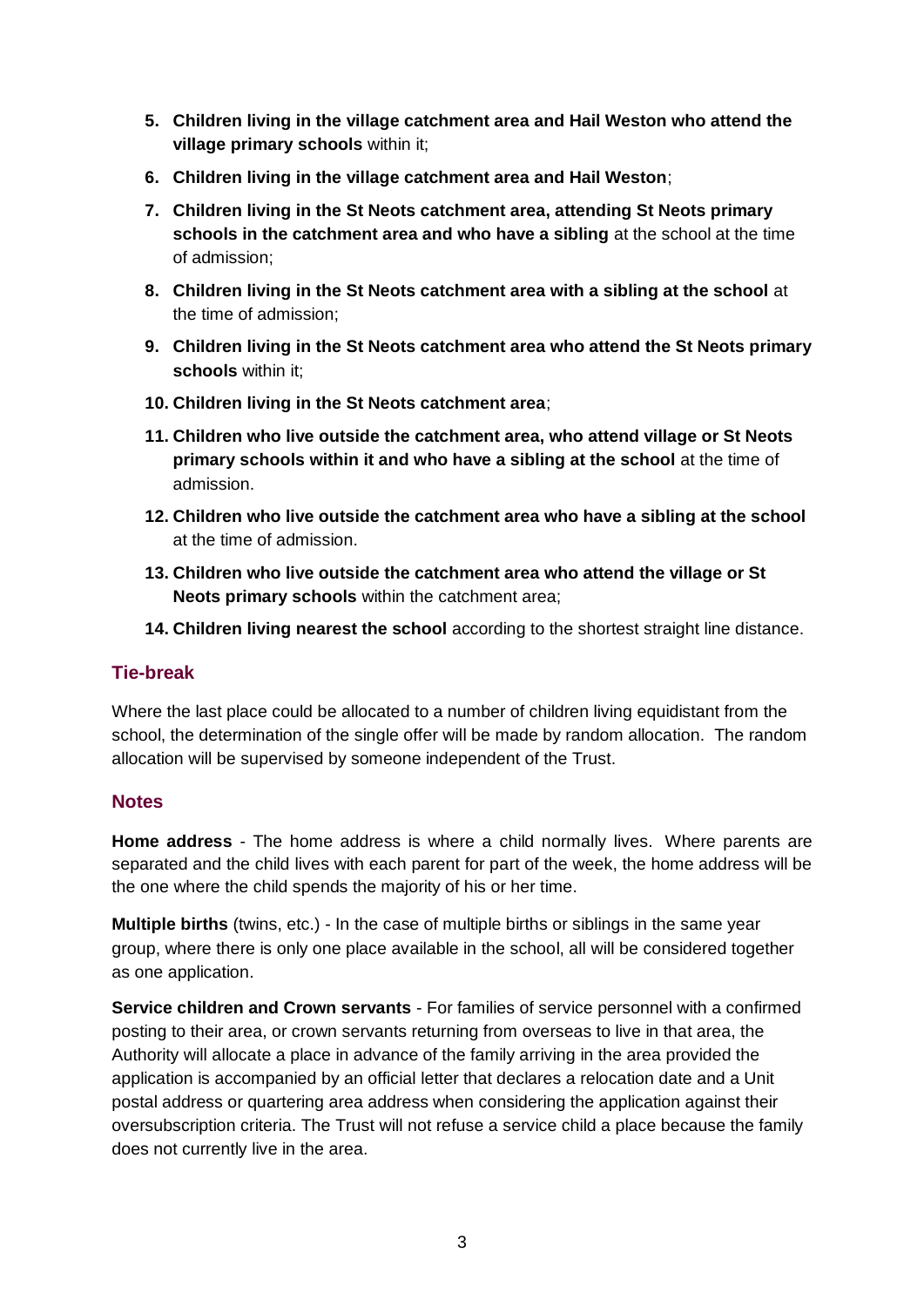5. **Children living in the village catchment area and Hail Weston who attend the village primary schools** within it;
6. **Children living in the village catchment area and Hail Weston**;
7. **Children living in the St Neots catchment area, attending St Neots primary schools in the catchment area and who have a sibling** at the school at the time of admission;
8. **Children living in the St Neots catchment area with a sibling at the school** at the time of admission;
9. **Children living in the St Neots catchment area who attend the St Neots primary schools** within it;
10. **Children living in the St Neots catchment area**;
11. **Children who live outside the catchment area, who attend village or St Neots primary schools within it and who have a sibling at the school** at the time of admission.
12. **Children who live outside the catchment area who have a sibling at the school** at the time of admission.
13. **Children who live outside the catchment area who attend the village or St Neots primary schools** within the catchment area;
14. **Children living nearest the school** according to the shortest straight line distance.

## Tie-break

Where the last place could be allocated to a number of children living equidistant from the school, the determination of the single offer will be made by random allocation. The random allocation will be supervised by someone independent of the Trust.

## Notes

**Home address** - The home address is where a child normally lives. Where parents are separated and the child lives with each parent for part of the week, the home address will be the one where the child spends the majority of his or her time.

**Multiple births** (twins, etc.) - In the case of multiple births or siblings in the same year group, where there is only one place available in the school, all will be considered together as one application.

**Service children and Crown servants** - For families of service personnel with a confirmed posting to their area, or crown servants returning from overseas to live in that area, the Authority will allocate a place in advance of the family arriving in the area provided the application is accompanied by an official letter that declares a relocation date and a Unit postal address or quartering area address when considering the application against their oversubscription criteria. The Trust will not refuse a service child a place because the family does not currently live in the area.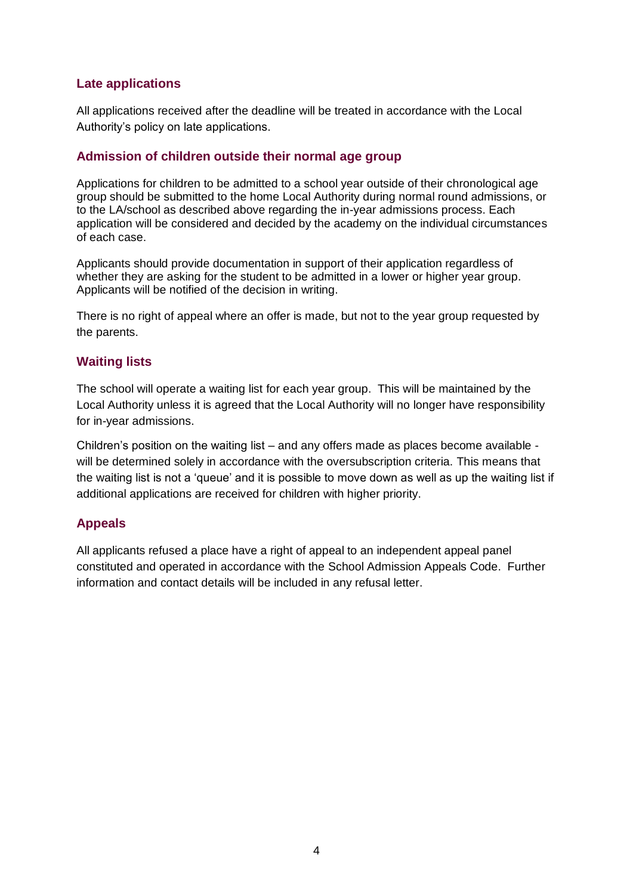### Late applications

All applications received after the deadline will be treated in accordance with the Local Authority's policy on late applications.

### Admission of children outside their normal age group

Applications for children to be admitted to a school year outside of their chronological age group should be submitted to the home Local Authority during normal round admissions, or to the LA/school as described above regarding the in-year admissions process. Each application will be considered and decided by the academy on the individual circumstances of each case.

Applicants should provide documentation in support of their application regardless of whether they are asking for the student to be admitted in a lower or higher year group. Applicants will be notified of the decision in writing.

There is no right of appeal where an offer is made, but not to the year group requested by the parents.

### Waiting lists

The school will operate a waiting list for each year group. This will be maintained by the Local Authority unless it is agreed that the Local Authority will no longer have responsibility for in-year admissions.

Children's position on the waiting list – and any offers made as places become available - will be determined solely in accordance with the oversubscription criteria. This means that the waiting list is not a 'queue' and it is possible to move down as well as up the waiting list if additional applications are received for children with higher priority.

### Appeals

All applicants refused a place have a right of appeal to an independent appeal panel constituted and operated in accordance with the School Admission Appeals Code. Further information and contact details will be included in any refusal letter.